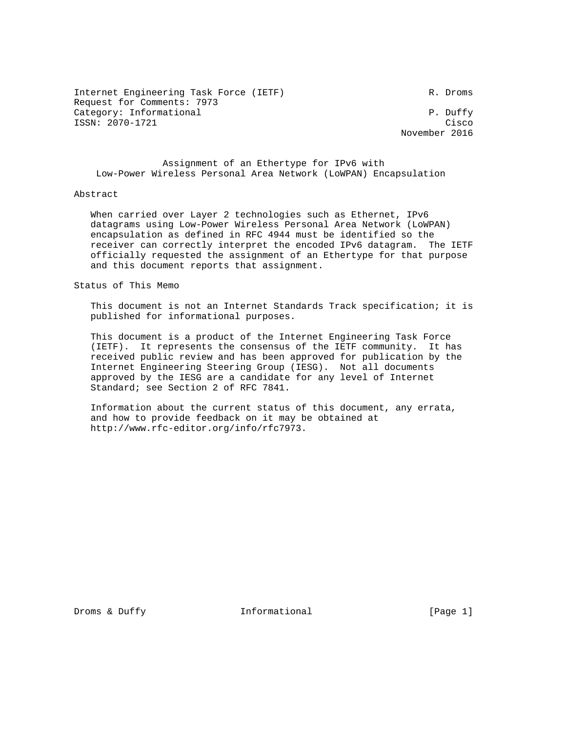Internet Engineering Task Force (IETF) R. Droms
Request for Comments: 7973
Category: Informational P. Duffy
ISSN: 2070-1721 Cisco
November 2016

# Assignment of an Ethertype for IPv6 with Low-Power Wireless Personal Area Network (LoWPAN) Encapsulation

## Abstract

When carried over Layer 2 technologies such as Ethernet, IPv6 datagrams using Low-Power Wireless Personal Area Network (LoWPAN) encapsulation as defined in RFC 4944 must be identified so the receiver can correctly interpret the encoded IPv6 datagram. The IETF officially requested the assignment of an Ethertype for that purpose and this document reports that assignment.

## Status of This Memo

This document is not an Internet Standards Track specification; it is published for informational purposes.

This document is a product of the Internet Engineering Task Force (IETF). It represents the consensus of the IETF community. It has received public review and has been approved for publication by the Internet Engineering Steering Group (IESG). Not all documents approved by the IESG are a candidate for any level of Internet Standard; see Section 2 of RFC 7841.

Information about the current status of this document, any errata, and how to provide feedback on it may be obtained at http://www.rfc-editor.org/info/rfc7973.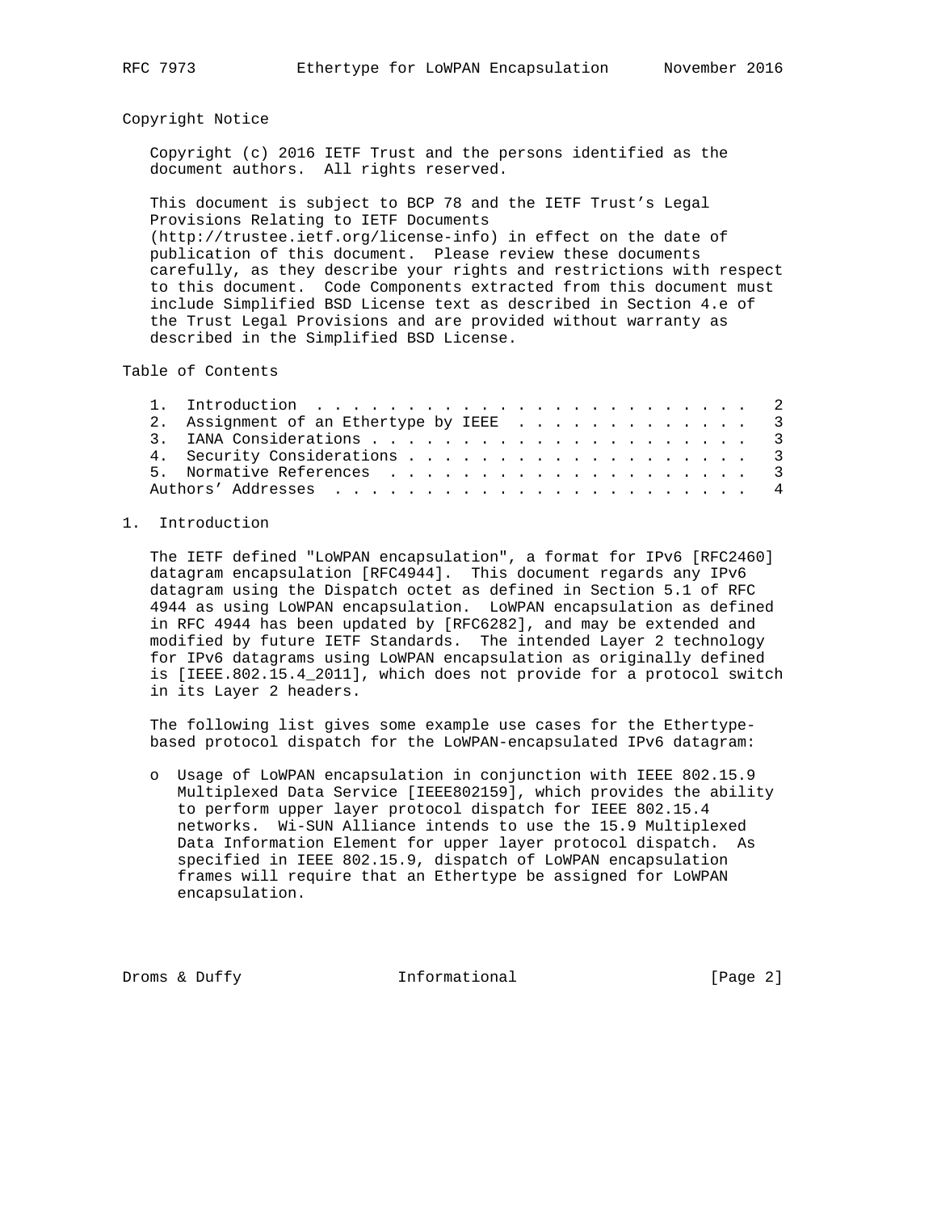## Copyright Notice

Copyright (c) 2016 IETF Trust and the persons identified as the document authors. All rights reserved.

This document is subject to BCP 78 and the IETF Trust's Legal Provisions Relating to IETF Documents (http://trustee.ietf.org/license-info) in effect on the date of publication of this document. Please review these documents carefully, as they describe your rights and restrictions with respect to this document. Code Components extracted from this document must include Simplified BSD License text as described in Section 4.e of the Trust Legal Provisions and are provided without warranty as described in the Simplified BSD License.

## Table of Contents

```
   1.  Introduction  . . . . . . . . . . . . . . . . . . . . . . . .   2
   2.  Assignment of an Ethertype by IEEE  . . . . . . . . . . . . .   3
   3.  IANA Considerations . . . . . . . . . . . . . . . . . . . . .   3
   4.  Security Considerations . . . . . . . . . . . . . . . . . . .   3
   5.  Normative References  . . . . . . . . . . . . . . . . . . . .   3
   Authors' Addresses  . . . . . . . . . . . . . . . . . . . . . . .   4
```

## 1. Introduction

The IETF defined "LoWPAN encapsulation", a format for IPv6 [RFC2460] datagram encapsulation [RFC4944]. This document regards any IPv6 datagram using the Dispatch octet as defined in Section 5.1 of RFC 4944 as using LoWPAN encapsulation. LoWPAN encapsulation as defined in RFC 4944 has been updated by [RFC6282], and may be extended and modified by future IETF Standards. The intended Layer 2 technology for IPv6 datagrams using LoWPAN encapsulation as originally defined is [IEEE.802.15.4_2011], which does not provide for a protocol switch in its Layer 2 headers.

The following list gives some example use cases for the Ethertype-based protocol dispatch for the LoWPAN-encapsulated IPv6 datagram:

- Usage of LoWPAN encapsulation in conjunction with IEEE 802.15.9 Multiplexed Data Service [IEEE802159], which provides the ability to perform upper layer protocol dispatch for IEEE 802.15.4 networks. Wi-SUN Alliance intends to use the 15.9 Multiplexed Data Information Element for upper layer protocol dispatch. As specified in IEEE 802.15.9, dispatch of LoWPAN encapsulation frames will require that an Ethertype be assigned for LoWPAN encapsulation.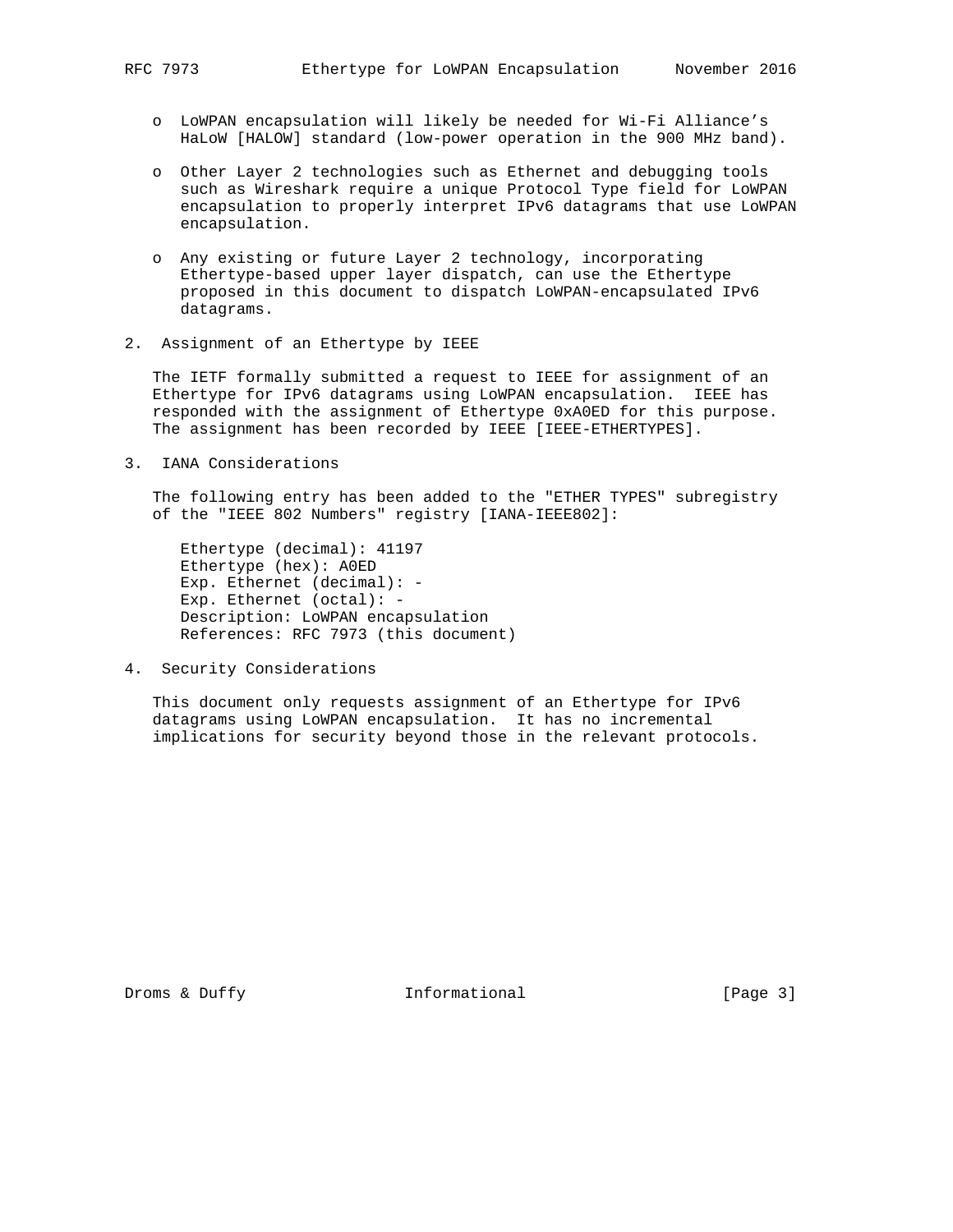- LoWPAN encapsulation will likely be needed for Wi-Fi Alliance's HaLoW [HALOW] standard (low-power operation in the 900 MHz band).

- Other Layer 2 technologies such as Ethernet and debugging tools such as Wireshark require a unique Protocol Type field for LoWPAN encapsulation to properly interpret IPv6 datagrams that use LoWPAN encapsulation.

- Any existing or future Layer 2 technology, incorporating Ethertype-based upper layer dispatch, can use the Ethertype proposed in this document to dispatch LoWPAN-encapsulated IPv6 datagrams.

## 2. Assignment of an Ethertype by IEEE

The IETF formally submitted a request to IEEE for assignment of an Ethertype for IPv6 datagrams using LoWPAN encapsulation. IEEE has responded with the assignment of Ethertype 0xA0ED for this purpose. The assignment has been recorded by IEEE [IEEE-ETHERTYPES].

## 3. IANA Considerations

The following entry has been added to the "ETHER TYPES" subregistry of the "IEEE 802 Numbers" registry [IANA-IEEE802]:

```
Ethertype (decimal): 41197
Ethertype (hex): A0ED
Exp. Ethernet (decimal): -
Exp. Ethernet (octal): -
Description: LoWPAN encapsulation
References: RFC 7973 (this document)
```

## 4. Security Considerations

This document only requests assignment of an Ethertype for IPv6 datagrams using LoWPAN encapsulation. It has no incremental implications for security beyond those in the relevant protocols.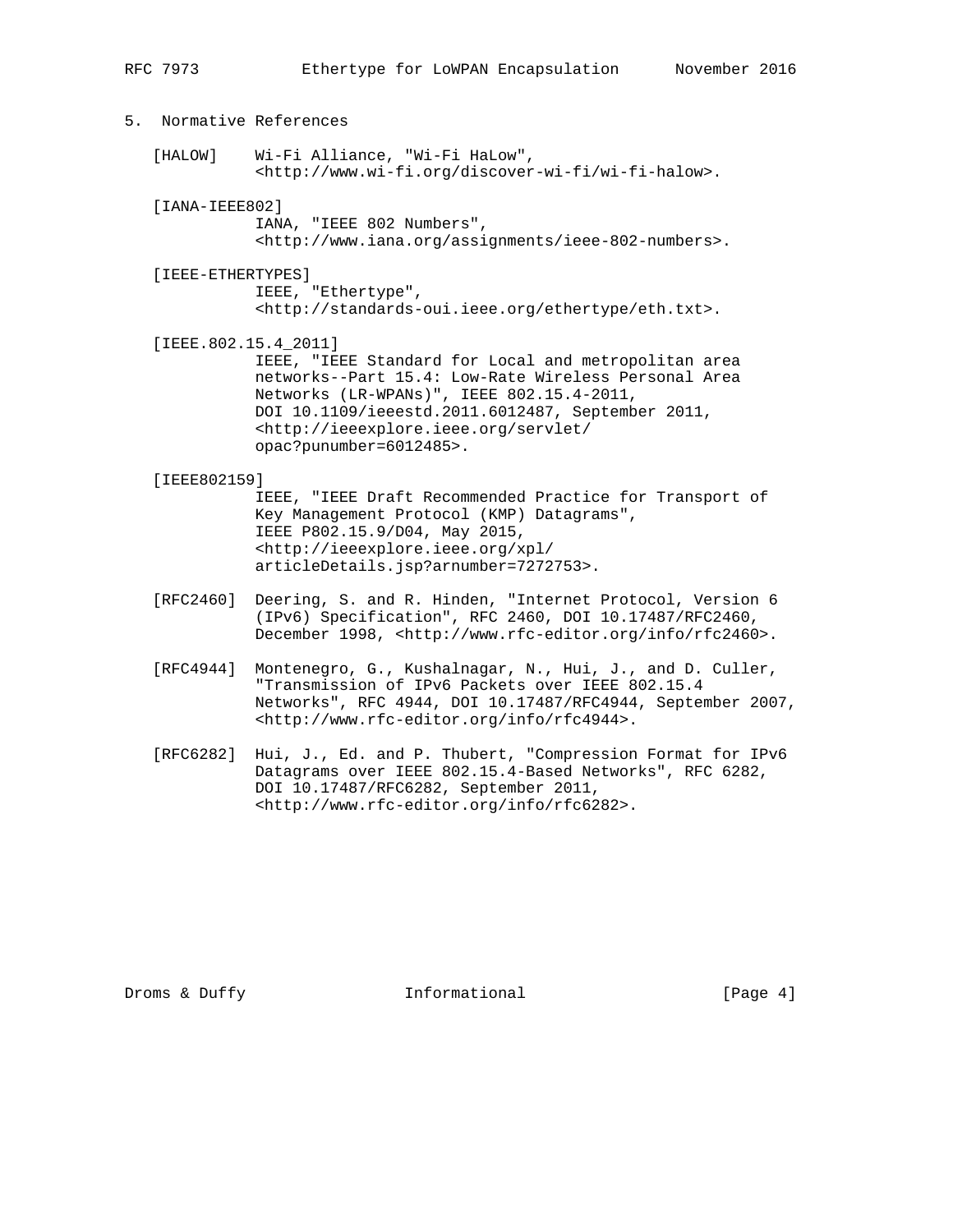## 5. Normative References

[HALOW] Wi-Fi Alliance, "Wi-Fi HaLow", <http://www.wi-fi.org/discover-wi-fi/wi-fi-halow>.

[IANA-IEEE802] IANA, "IEEE 802 Numbers", <http://www.iana.org/assignments/ieee-802-numbers>.

[IEEE-ETHERTYPES] IEEE, "Ethertype", <http://standards-oui.ieee.org/ethertype/eth.txt>.

[IEEE.802.15.4_2011] IEEE, "IEEE Standard for Local and metropolitan area networks--Part 15.4: Low-Rate Wireless Personal Area Networks (LR-WPANs)", IEEE 802.15.4-2011, DOI 10.1109/ieeestd.2011.6012487, September 2011, <http://ieeexplore.ieee.org/servlet/opac?punumber=6012485>.

[IEEE802159] IEEE, "IEEE Draft Recommended Practice for Transport of Key Management Protocol (KMP) Datagrams", IEEE P802.15.9/D04, May 2015, <http://ieeexplore.ieee.org/xpl/articleDetails.jsp?arnumber=7272753>.

[RFC2460] Deering, S. and R. Hinden, "Internet Protocol, Version 6 (IPv6) Specification", RFC 2460, DOI 10.17487/RFC2460, December 1998, <http://www.rfc-editor.org/info/rfc2460>.

[RFC4944] Montenegro, G., Kushalnagar, N., Hui, J., and D. Culler, "Transmission of IPv6 Packets over IEEE 802.15.4 Networks", RFC 4944, DOI 10.17487/RFC4944, September 2007, <http://www.rfc-editor.org/info/rfc4944>.

[RFC6282] Hui, J., Ed. and P. Thubert, "Compression Format for IPv6 Datagrams over IEEE 802.15.4-Based Networks", RFC 6282, DOI 10.17487/RFC6282, September 2011, <http://www.rfc-editor.org/info/rfc6282>.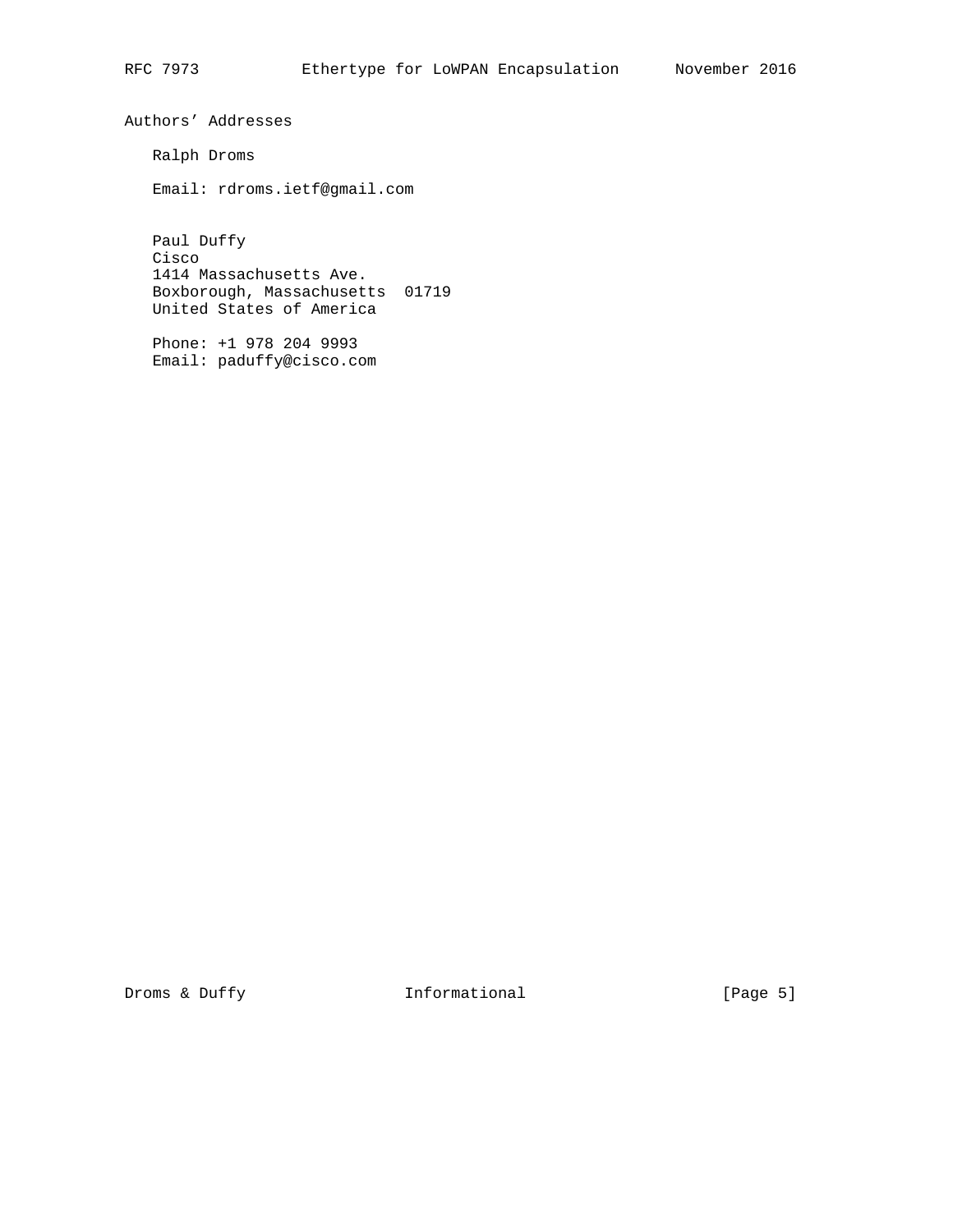## Authors' Addresses

Ralph Droms

Email: rdroms.ietf@gmail.com

Paul Duffy
Cisco
1414 Massachusetts Ave.
Boxborough, Massachusetts  01719
United States of America

Phone: +1 978 204 9993
Email: paduffy@cisco.com